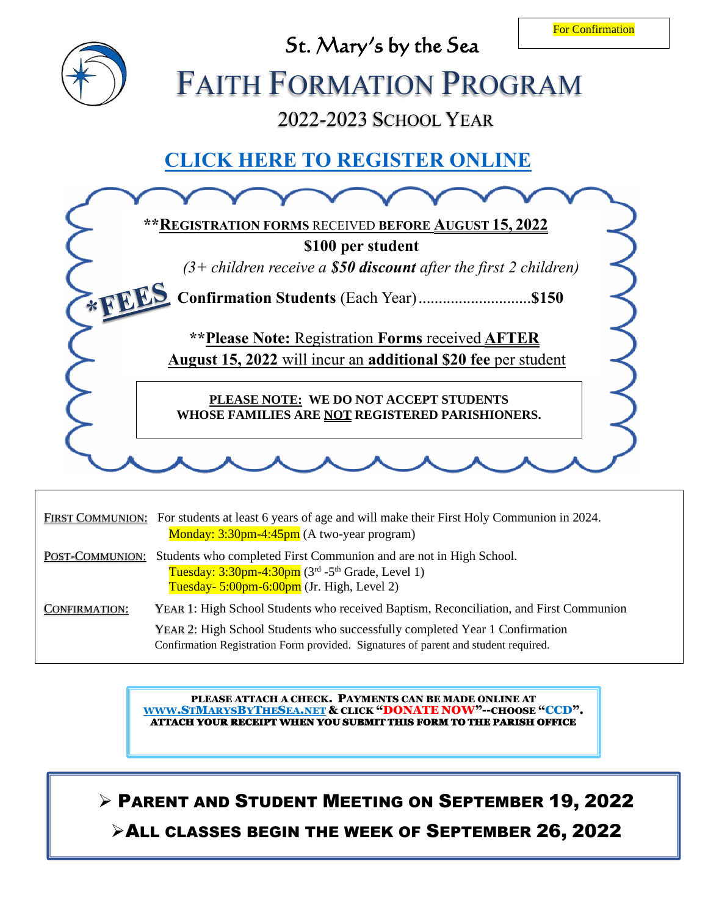For Confirmation

St. Mary's by the Sea

# FAITH FORMATION PROGRAM

## 2022-2023 SCHOOL YEAR

## CLICK HERE TO REGISTER ONLINE

***FEES**

****REGISTRATION FORMS** RECEIVED **BEFORE AUGUST 15, 2022**

**$100 per student**

*(3+ children receive a **$50 discount** after the first 2 children)*

**Confirmation Students** (Each Year)............................**$150**

****Please Note:** Registration **Forms** received **AFTER August 15, 2022** will incur an **additional $20 fee** per student

**PLEASE NOTE: WE DO NOT ACCEPT STUDENTS WHOSE FAMILIES ARE NOT REGISTERED PARISHIONERS.**

| | |
|---|---|
| FIRST COMMUNION: | For students at least 6 years of age and will make their First Holy Communion in 2024.<br>Monday: 3:30pm-4:45pm (A two-year program) |
| POST-COMMUNION: | Students who completed First Communion and are not in High School.<br>Tuesday: 3:30pm-4:30pm (3rd -5th Grade, Level 1)<br>Tuesday- 5:00pm-6:00pm (Jr. High, Level 2) |
| CONFIRMATION: | YEAR 1: High School Students who received Baptism, Reconciliation, and First Communion<br>YEAR 2: High School Students who successfully completed Year 1 Confirmation<br>Confirmation Registration Form provided. Signatures of parent and student required. |

**PLEASE ATTACH A CHECK. PAYMENTS CAN BE MADE ONLINE AT WWW.STMARYSBYTHESEA.NET & CLICK "DONATE NOW"--CHOOSE "CCD". ATTACH YOUR RECEIPT WHEN YOU SUBMIT THIS FORM TO THE PARISH OFFICE**

- **PARENT AND STUDENT MEETING ON SEPTEMBER 19, 2022**
- **ALL CLASSES BEGIN THE WEEK OF SEPTEMBER 26, 2022**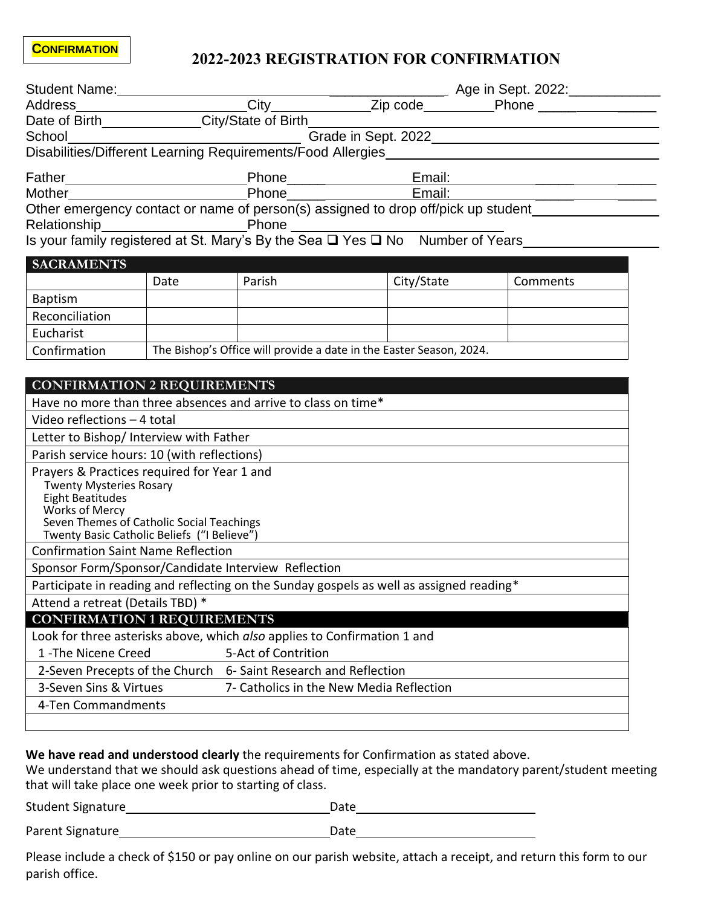**CONFIRMATION**

# 2022-2023 REGISTRATION FOR CONFIRMATION

Student Name:_______________________________ Age in Sept. 2022:____________

Address____________________City____________Zip code_________Phone __________

Date of Birth_____________City/State of Birth________________________________

School_______________________ Grade in Sept. 2022___________________________

Disabilities/Different Learning Requirements/Food Allergies_______________________

Father______________________Phone__________________Email:_________________

Mother______________________Phone__________________Email:_________________

Other emergency contact or name of person(s) assigned to drop off/pick up student_______________

Relationship__________________Phone _____________________

Is your family registered at St. Mary's By the Sea ❑ Yes ❑ No Number of Years_______________

## SACRAMENTS

| | Date | Parish | City/State | Comments |
|---|---|---|---|---|
| Baptism | | | | |
| Reconciliation | | | | |
| Eucharist | | | | |
| Confirmation | The Bishop's Office will provide a date in the Easter Season, 2024. | | | |

## CONFIRMATION 2 REQUIREMENTS

- Have no more than three absences and arrive to class on time*
- Video reflections – 4 total
- Letter to Bishop/ Interview with Father
- Parish service hours: 10 (with reflections)
- Prayers & Practices required for Year 1 and
  - Twenty Mysteries Rosary
  - Eight Beatitudes
  - Works of Mercy
  - Seven Themes of Catholic Social Teachings
  - Twenty Basic Catholic Beliefs ("I Believe")
- Confirmation Saint Name Reflection
- Sponsor Form/Sponsor/Candidate Interview Reflection
- Participate in reading and reflecting on the Sunday gospels as well as assigned reading*
- Attend a retreat (Details TBD) *

## CONFIRMATION 1 REQUIREMENTS

Look for three asterisks above, which *also* applies to Confirmation 1 and

| | |
|---|---|
| 1 -The Nicene Creed | 5-Act of Contrition |
| 2-Seven Precepts of the Church | 6- Saint Research and Reflection |
| 3-Seven Sins & Virtues | 7- Catholics in the New Media Reflection |
| 4-Ten Commandments | |

**We have read and understood clearly** the requirements for Confirmation as stated above.
We understand that we should ask questions ahead of time, especially at the mandatory parent/student meeting that will take place one week prior to starting of class.

Student Signature______________________________ Date__________________________

Parent Signature_______________________________ Date__________________________

Please include a check of $150 or pay online on our parish website, attach a receipt, and return this form to our parish office.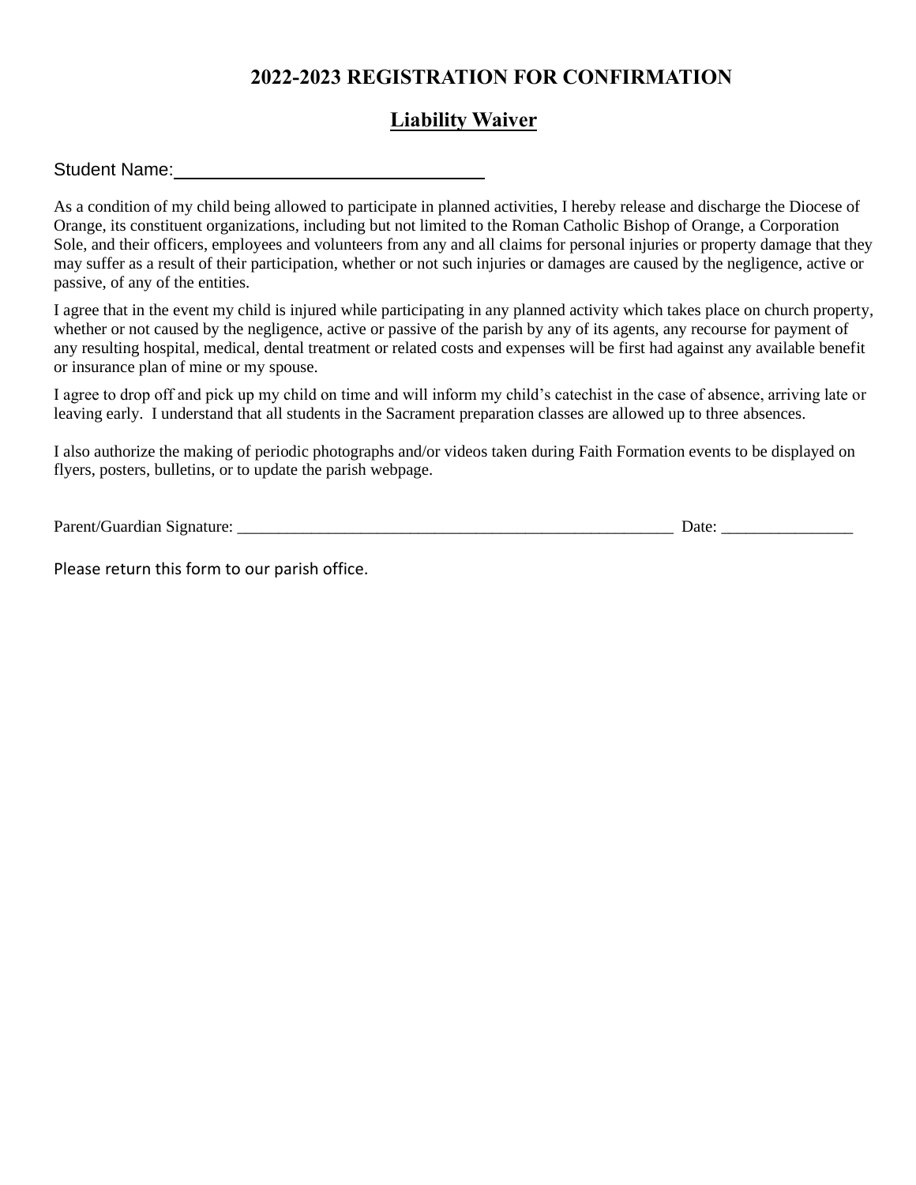## 2022-2023 REGISTRATION FOR CONFIRMATION

## Liability Waiver

Student Name:\_\_\_\_\_\_\_\_\_\_\_\_\_\_\_\_\_\_\_\_\_\_\_\_\_\_\_\_\_\_\_\_

As a condition of my child being allowed to participate in planned activities, I hereby release and discharge the Diocese of Orange, its constituent organizations, including but not limited to the Roman Catholic Bishop of Orange, a Corporation Sole, and their officers, employees and volunteers from any and all claims for personal injuries or property damage that they may suffer as a result of their participation, whether or not such injuries or damages are caused by the negligence, active or passive, of any of the entities.

I agree that in the event my child is injured while participating in any planned activity which takes place on church property, whether or not caused by the negligence, active or passive of the parish by any of its agents, any recourse for payment of any resulting hospital, medical, dental treatment or related costs and expenses will be first had against any available benefit or insurance plan of mine or my spouse.

I agree to drop off and pick up my child on time and will inform my child's catechist in the case of absence, arriving late or leaving early. I understand that all students in the Sacrament preparation classes are allowed up to three absences.

I also authorize the making of periodic photographs and/or videos taken during Faith Formation events to be displayed on flyers, posters, bulletins, or to update the parish webpage.

Parent/Guardian Signature: \_\_\_\_\_\_\_\_\_\_\_\_\_\_\_\_\_\_\_\_\_\_\_\_\_\_\_\_\_\_\_\_\_\_\_\_\_\_\_\_\_\_\_\_\_\_\_\_\_\_\_\_\_\_\_\_ Date: \_\_\_\_\_\_\_\_\_\_\_\_\_\_\_\_

Please return this form to our parish office.